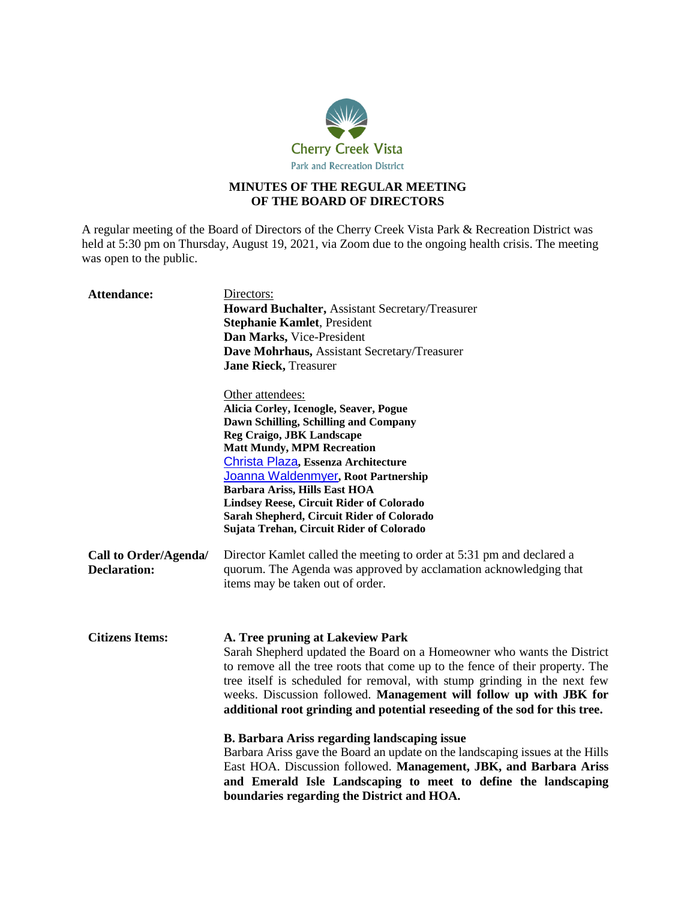Cherry Creek Vista

Park and Recreation District

## MINUTES OF THE REGULAR MEETING OF THE BOARD OF DIRECTORS

A regular meeting of the Board of Directors of the Cherry Creek Vista Park & Recreation District was held at 5:30 pm on Thursday, August 19, 2021, via Zoom due to the ongoing health crisis. The meeting was open to the public.

**Attendance:**

Directors:

**Howard Buchalter,** Assistant Secretary/Treasurer
**Stephanie Kamlet**, President
**Dan Marks,** Vice-President
**Dave Mohrhaus,** Assistant Secretary/Treasurer
**Jane Rieck,** Treasurer

Other attendees:

**Alicia Corley, Icenogle, Seaver, Pogue**
**Dawn Schilling, Schilling and Company**
**Reg Craigo, JBK Landscape**
**Matt Mundy, MPM Recreation**
Christa Plaza**, Essenza Architecture**
Joanna Waldenmyer**, Root Partnership**
**Barbara Ariss, Hills East HOA**
**Lindsey Reese, Circuit Rider of Colorado**
**Sarah Shepherd, Circuit Rider of Colorado**
**Sujata Trehan, Circuit Rider of Colorado**

**Call to Order/Agenda/ Declaration:**

Director Kamlet called the meeting to order at 5:31 pm and declared a quorum. The Agenda was approved by acclamation acknowledging that items may be taken out of order.

**Citizens Items:**

**A. Tree pruning at Lakeview Park**

Sarah Shepherd updated the Board on a Homeowner who wants the District to remove all the tree roots that come up to the fence of their property. The tree itself is scheduled for removal, with stump grinding in the next few weeks. Discussion followed. **Management will follow up with JBK for additional root grinding and potential reseeding of the sod for this tree.**

**B. Barbara Ariss regarding landscaping issue**

Barbara Ariss gave the Board an update on the landscaping issues at the Hills East HOA. Discussion followed. **Management, JBK, and Barbara Ariss and Emerald Isle Landscaping to meet to define the landscaping boundaries regarding the District and HOA.**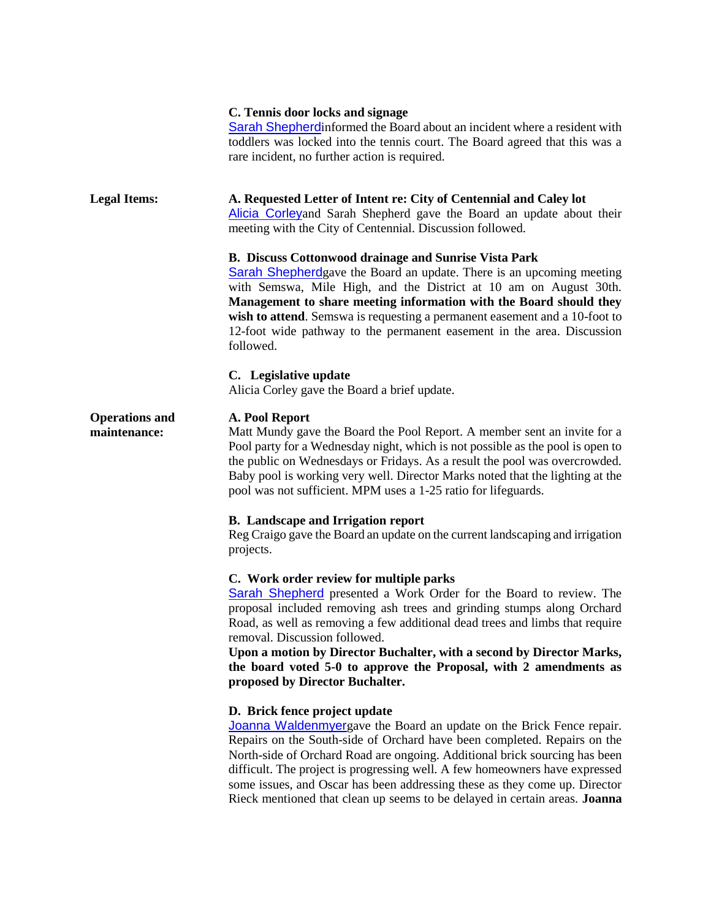**C. Tennis door locks and signage**

Sarah Shepherdinformed the Board about an incident where a resident with toddlers was locked into the tennis court. The Board agreed that this was a rare incident, no further action is required.

**Legal Items:**

**A. Requested Letter of Intent re: City of Centennial and Caley lot**

Alicia Corleyand Sarah Shepherd gave the Board an update about their meeting with the City of Centennial. Discussion followed.

**B. Discuss Cottonwood drainage and Sunrise Vista Park**

Sarah Shepherdgave the Board an update. There is an upcoming meeting with Semswa, Mile High, and the District at 10 am on August 30th. **Management to share meeting information with the Board should they wish to attend**. Semswa is requesting a permanent easement and a 10-foot to 12-foot wide pathway to the permanent easement in the area. Discussion followed.

**C. Legislative update**

Alicia Corley gave the Board a brief update.

**Operations and maintenance:**

**A. Pool Report**

Matt Mundy gave the Board the Pool Report. A member sent an invite for a Pool party for a Wednesday night, which is not possible as the pool is open to the public on Wednesdays or Fridays. As a result the pool was overcrowded. Baby pool is working very well. Director Marks noted that the lighting at the pool was not sufficient. MPM uses a 1-25 ratio for lifeguards.

**B. Landscape and Irrigation report**

Reg Craigo gave the Board an update on the current landscaping and irrigation projects.

**C. Work order review for multiple parks**

Sarah Shepherd presented a Work Order for the Board to review. The proposal included removing ash trees and grinding stumps along Orchard Road, as well as removing a few additional dead trees and limbs that require removal. Discussion followed.

**Upon a motion by Director Buchalter, with a second by Director Marks, the board voted 5-0 to approve the Proposal, with 2 amendments as proposed by Director Buchalter.**

**D. Brick fence project update**

Joanna Waldenmyergave the Board an update on the Brick Fence repair. Repairs on the South-side of Orchard have been completed. Repairs on the North-side of Orchard Road are ongoing. Additional brick sourcing has been difficult. The project is progressing well. A few homeowners have expressed some issues, and Oscar has been addressing these as they come up. Director Rieck mentioned that clean up seems to be delayed in certain areas. **Joanna**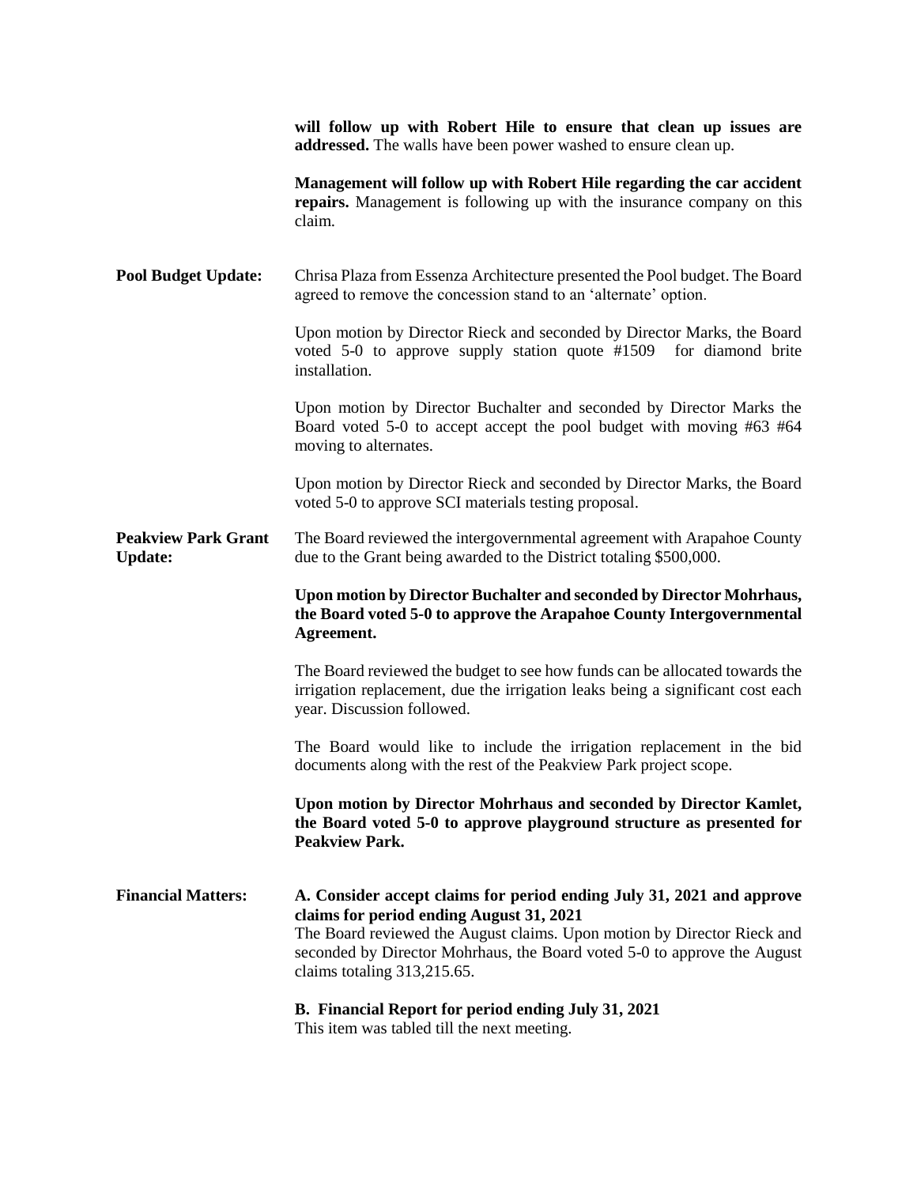**will follow up with Robert Hile to ensure that clean up issues are addressed.** The walls have been power washed to ensure clean up.

**Management will follow up with Robert Hile regarding the car accident repairs.** Management is following up with the insurance company on this claim.

**Pool Budget Update:** Chrisa Plaza from Essenza Architecture presented the Pool budget. The Board agreed to remove the concession stand to an 'alternate' option.

Upon motion by Director Rieck and seconded by Director Marks, the Board voted 5-0 to approve supply station quote #1509 for diamond brite installation.

Upon motion by Director Buchalter and seconded by Director Marks the Board voted 5-0 to accept accept the pool budget with moving #63 #64 moving to alternates.

Upon motion by Director Rieck and seconded by Director Marks, the Board voted 5-0 to approve SCI materials testing proposal.

**Peakview Park Grant Update:** The Board reviewed the intergovernmental agreement with Arapahoe County due to the Grant being awarded to the District totaling $500,000.

**Upon motion by Director Buchalter and seconded by Director Mohrhaus, the Board voted 5-0 to approve the Arapahoe County Intergovernmental Agreement.**

The Board reviewed the budget to see how funds can be allocated towards the irrigation replacement, due the irrigation leaks being a significant cost each year. Discussion followed.

The Board would like to include the irrigation replacement in the bid documents along with the rest of the Peakview Park project scope.

**Upon motion by Director Mohrhaus and seconded by Director Kamlet, the Board voted 5-0 to approve playground structure as presented for Peakview Park.**

**Financial Matters:** **A. Consider accept claims for period ending July 31, 2021 and approve claims for period ending August 31, 2021**
The Board reviewed the August claims. Upon motion by Director Rieck and seconded by Director Mohrhaus, the Board voted 5-0 to approve the August claims totaling 313,215.65.

**B. Financial Report for period ending July 31, 2021**
This item was tabled till the next meeting.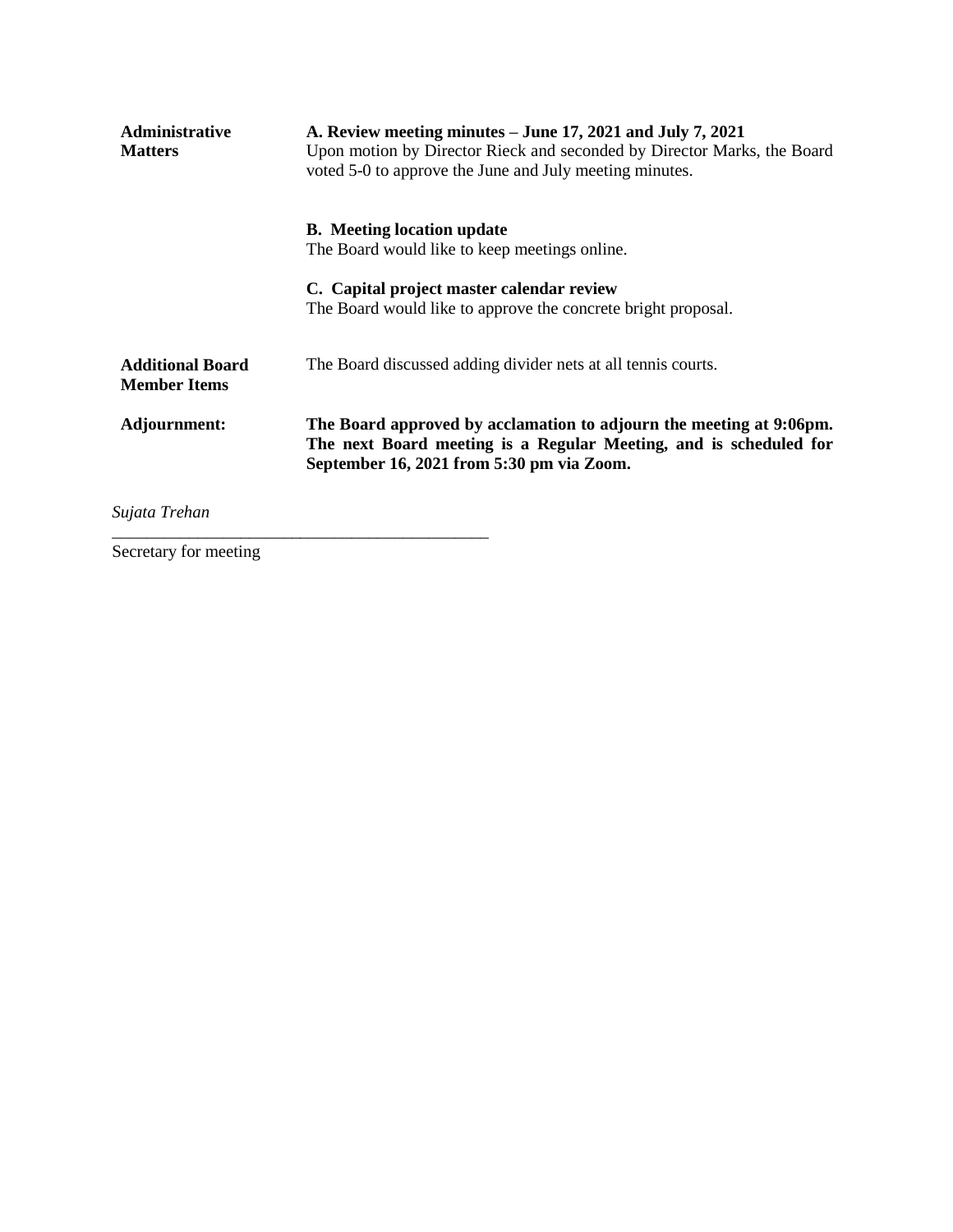| | |
|---|---|
| **Administrative Matters** | **A. Review meeting minutes – June 17, 2021 and July 7, 2021**<br>Upon motion by Director Rieck and seconded by Director Marks, the Board voted 5-0 to approve the June and July meeting minutes.<br><br>**B. Meeting location update**<br>The Board would like to keep meetings online.<br><br>**C. Capital project master calendar review**<br>The Board would like to approve the concrete bright proposal. |
| **Additional Board Member Items** | The Board discussed adding divider nets at all tennis courts. |
| **Adjournment:** | **The Board approved by acclamation to adjourn the meeting at 9:06pm. The next Board meeting is a Regular Meeting, and is scheduled for September 16, 2021 from 5:30 pm via Zoom.** |

*Sujata Trehan*

_______________________________________________

Secretary for meeting